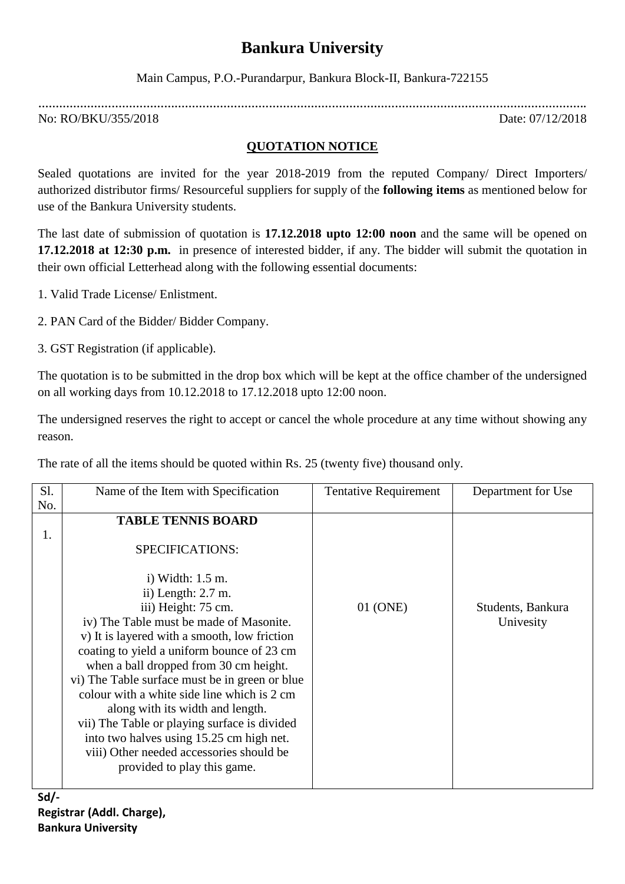# Bankura University

Main Campus, P.O.-Purandarpur, Bankura Block-II, Bankura-722155

.......................................................................................................................................................

No: RO/BKU/355/2018 Date: 07/12/2018

## QUOTATION NOTICE

Sealed quotations are invited for the year 2018-2019 from the reputed Company/ Direct Importers/ authorized distributor firms/ Resourceful suppliers for supply of the **following items** as mentioned below for use of the Bankura University students.

The last date of submission of quotation is **17.12.2018 upto 12:00 noon** and the same will be opened on **17.12.2018 at 12:30 p.m.** in presence of interested bidder, if any. The bidder will submit the quotation in their own official Letterhead along with the following essential documents:

1. Valid Trade License/ Enlistment.
2. PAN Card of the Bidder/ Bidder Company.
3. GST Registration (if applicable).

The quotation is to be submitted in the drop box which will be kept at the office chamber of the undersigned on all working days from 10.12.2018 to 17.12.2018 upto 12:00 noon.

The undersigned reserves the right to accept or cancel the whole procedure at any time without showing any reason.

The rate of all the items should be quoted within Rs. 25 (twenty five) thousand only.

| Sl. No. | Name of the Item with Specification | Tentative Requirement | Department for Use |
|---|---|---|---|
| 1. | **TABLE TENNIS BOARD**<br><br>SPECIFICATIONS:<br><br>i) Width: 1.5 m.<br>ii) Length: 2.7 m.<br>iii) Height: 75 cm.<br>iv) The Table must be made of Masonite.<br>v) It is layered with a smooth, low friction coating to yield a uniform bounce of 23 cm when a ball dropped from 30 cm height.<br>vi) The Table surface must be in green or blue colour with a white side line which is 2 cm along with its width and length.<br>vii) The Table or playing surface is divided into two halves using 15.25 cm high net.<br>viii) Other needed accessories should be provided to play this game. | 01 (ONE) | Students, Bankura Univesity |

**Sd/-**
**Registrar (Addl. Charge),**
**Bankura University**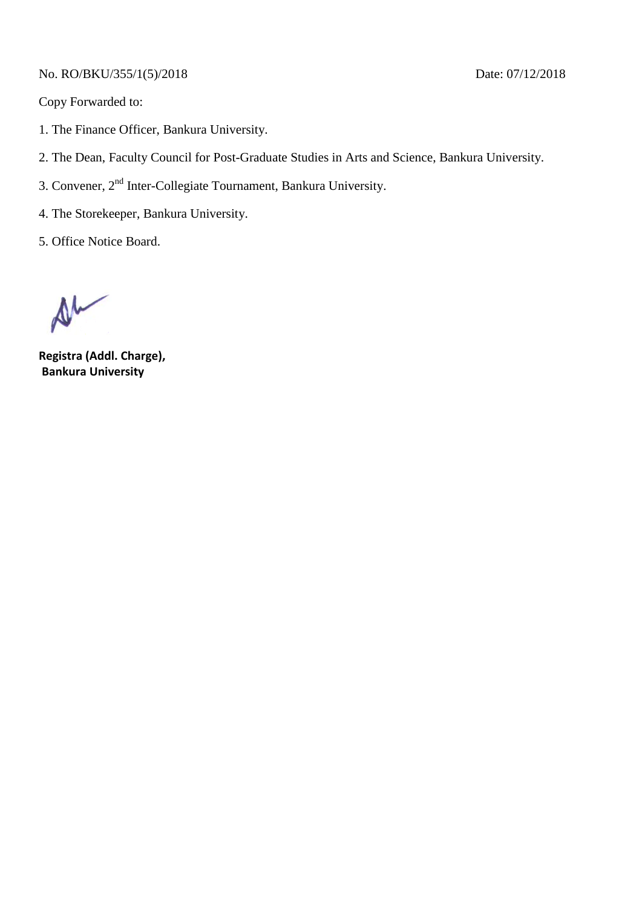No. RO/BKU/355/1(5)/2018 Date: 07/12/2018

Copy Forwarded to:

1. The Finance Officer, Bankura University.

2. The Dean, Faculty Council for Post-Graduate Studies in Arts and Science, Bankura University.

3. Convener, 2nd Inter-Collegiate Tournament, Bankura University.

4. The Storekeeper, Bankura University.

5. Office Notice Board.

**Registra (Addl. Charge),**
**Bankura University**